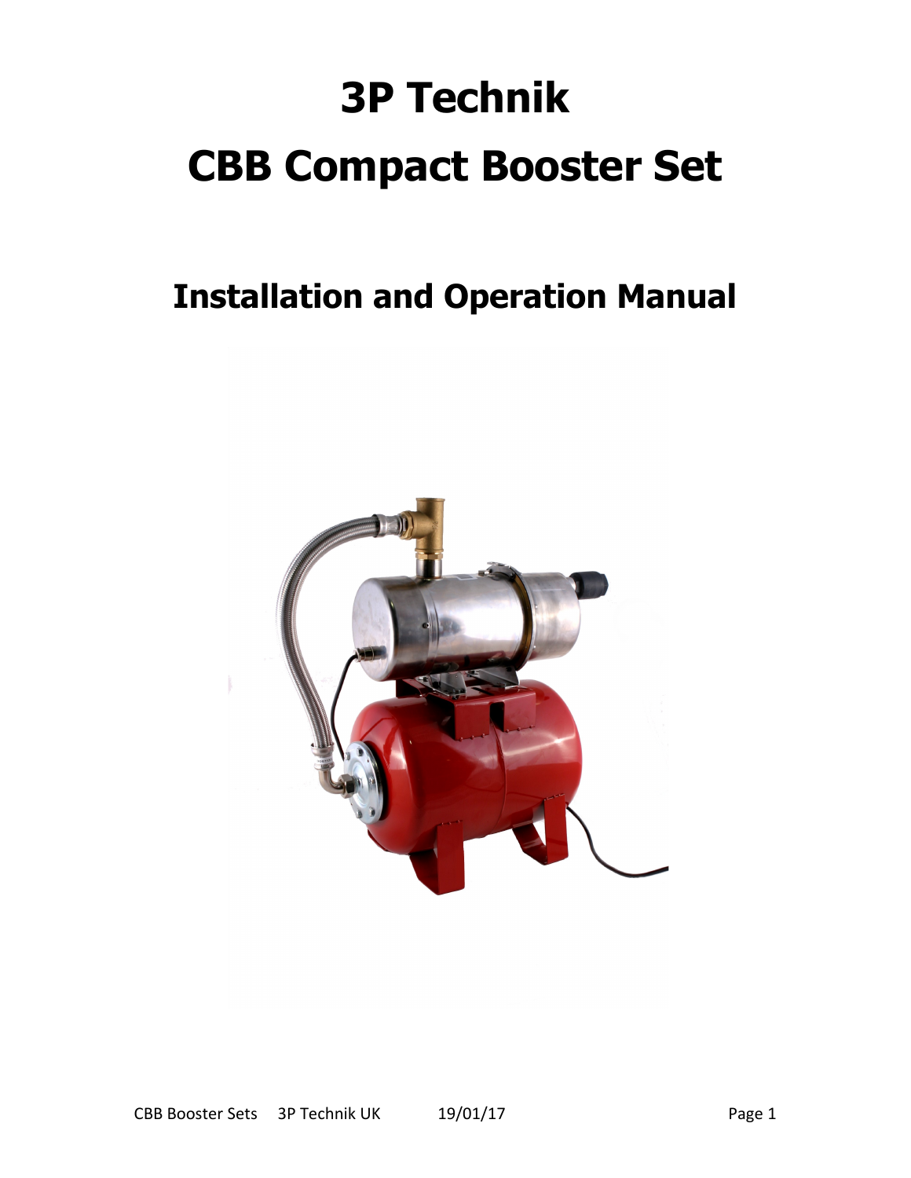# 3P Technik

# CBB Compact Booster Set

## Installation and Operation Manual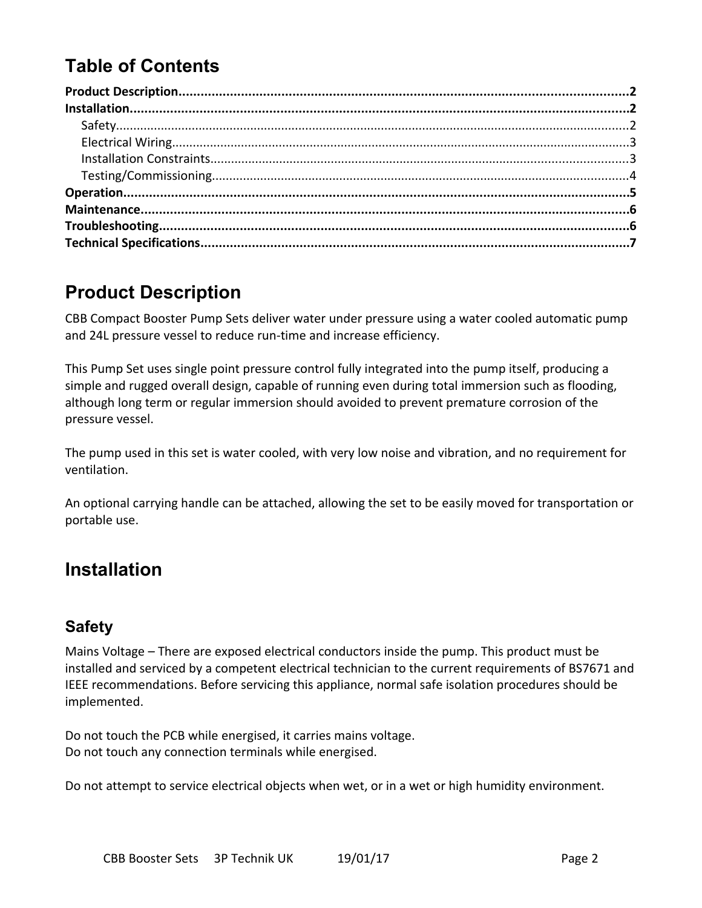# Table of Contents

**Product Description........................................................................................................................2**
**Installation.....................................................................................................................................2**
Safety................................................................................................................................................2
Electrical Wiring...............................................................................................................................3
Installation Constraints....................................................................................................................3
Testing/Commissioning....................................................................................................................4
**Operation........................................................................................................................................5**
**Maintenance...................................................................................................................................6**
**Troubleshooting..............................................................................................................................6**
**Technical Specifications..................................................................................................................7**

# Product Description

CBB Compact Booster Pump Sets deliver water under pressure using a water cooled automatic pump and 24L pressure vessel to reduce run-time and increase efficiency.

This Pump Set uses single point pressure control fully integrated into the pump itself, producing a simple and rugged overall design, capable of running even during total immersion such as flooding, although long term or regular immersion should avoided to prevent premature corrosion of the pressure vessel.

The pump used in this set is water cooled, with very low noise and vibration, and no requirement for ventilation.

An optional carrying handle can be attached, allowing the set to be easily moved for transportation or portable use.

# Installation

## Safety

Mains Voltage – There are exposed electrical conductors inside the pump. This product must be installed and serviced by a competent electrical technician to the current requirements of BS7671 and IEEE recommendations. Before servicing this appliance, normal safe isolation procedures should be implemented.

Do not touch the PCB while energised, it carries mains voltage.
Do not touch any connection terminals while energised.

Do not attempt to service electrical objects when wet, or in a wet or high humidity environment.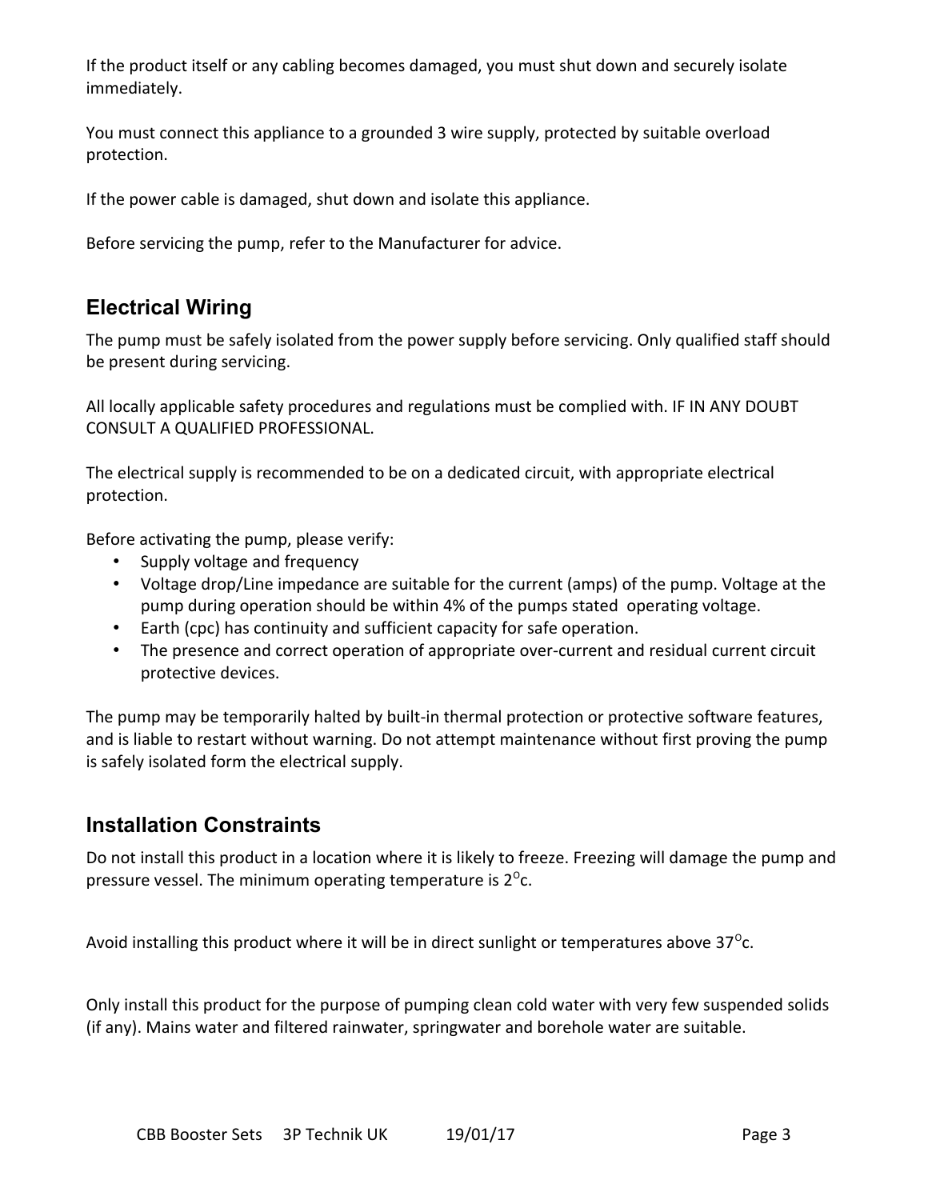If the product itself or any cabling becomes damaged, you must shut down and securely isolate immediately.

You must connect this appliance to a grounded 3 wire supply, protected by suitable overload protection.

If the power cable is damaged, shut down and isolate this appliance.

Before servicing the pump, refer to the Manufacturer for advice.

## Electrical Wiring

The pump must be safely isolated from the power supply before servicing. Only qualified staff should be present during servicing.

All locally applicable safety procedures and regulations must be complied with. IF IN ANY DOUBT CONSULT A QUALIFIED PROFESSIONAL.

The electrical supply is recommended to be on a dedicated circuit, with appropriate electrical protection.

Before activating the pump, please verify:

- Supply voltage and frequency
- Voltage drop/Line impedance are suitable for the current (amps) of the pump. Voltage at the pump during operation should be within 4% of the pumps stated operating voltage.
- Earth (cpc) has continuity and sufficient capacity for safe operation.
- The presence and correct operation of appropriate over-current and residual current circuit protective devices.

The pump may be temporarily halted by built-in thermal protection or protective software features, and is liable to restart without warning. Do not attempt maintenance without first proving the pump is safely isolated form the electrical supply.

## Installation Constraints

Do not install this product in a location where it is likely to freeze. Freezing will damage the pump and pressure vessel. The minimum operating temperature is 2$^{O}$c.

Avoid installing this product where it will be in direct sunlight or temperatures above 37$^{O}$c.

Only install this product for the purpose of pumping clean cold water with very few suspended solids (if any). Mains water and filtered rainwater, springwater and borehole water are suitable.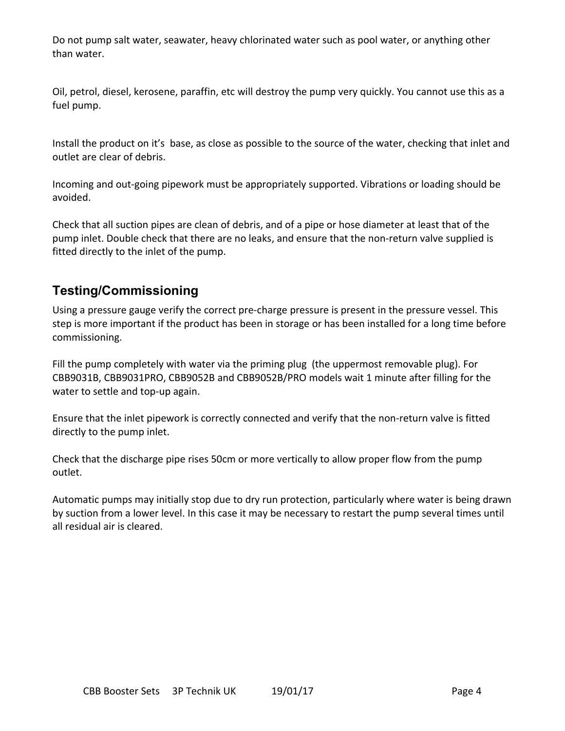Do not pump salt water, seawater, heavy chlorinated water such as pool water, or anything other than water.

Oil, petrol, diesel, kerosene, paraffin, etc will destroy the pump very quickly. You cannot use this as a fuel pump.

Install the product on it's  base, as close as possible to the source of the water, checking that inlet and outlet are clear of debris.

Incoming and out-going pipework must be appropriately supported. Vibrations or loading should be avoided.

Check that all suction pipes are clean of debris, and of a pipe or hose diameter at least that of the pump inlet. Double check that there are no leaks, and ensure that the non-return valve supplied is fitted directly to the inlet of the pump.

## Testing/Commissioning

Using a pressure gauge verify the correct pre-charge pressure is present in the pressure vessel. This step is more important if the product has been in storage or has been installed for a long time before commissioning.

Fill the pump completely with water via the priming plug  (the uppermost removable plug). For CBB9031B, CBB9031PRO, CBB9052B and CBB9052B/PRO models wait 1 minute after filling for the water to settle and top-up again.

Ensure that the inlet pipework is correctly connected and verify that the non-return valve is fitted directly to the pump inlet.

Check that the discharge pipe rises 50cm or more vertically to allow proper flow from the pump outlet.

Automatic pumps may initially stop due to dry run protection, particularly where water is being drawn by suction from a lower level. In this case it may be necessary to restart the pump several times until all residual air is cleared.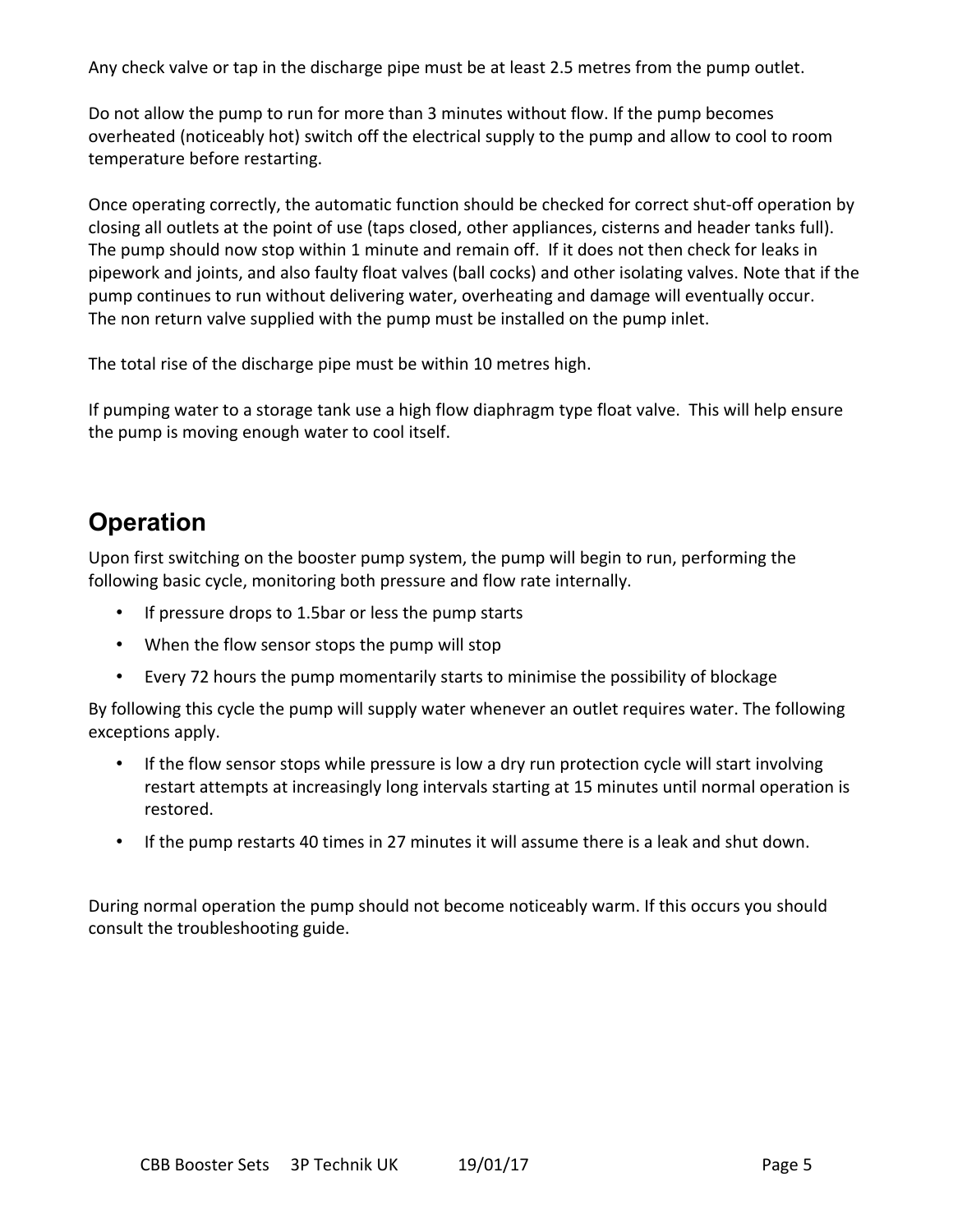Any check valve or tap in the discharge pipe must be at least 2.5 metres from the pump outlet.

Do not allow the pump to run for more than 3 minutes without flow. If the pump becomes overheated (noticeably hot) switch off the electrical supply to the pump and allow to cool to room temperature before restarting.

Once operating correctly, the automatic function should be checked for correct shut-off operation by closing all outlets at the point of use (taps closed, other appliances, cisterns and header tanks full). The pump should now stop within 1 minute and remain off. If it does not then check for leaks in pipework and joints, and also faulty float valves (ball cocks) and other isolating valves. Note that if the pump continues to run without delivering water, overheating and damage will eventually occur.
The non return valve supplied with the pump must be installed on the pump inlet.

The total rise of the discharge pipe must be within 10 metres high.

If pumping water to a storage tank use a high flow diaphragm type float valve. This will help ensure the pump is moving enough water to cool itself.

## Operation

Upon first switching on the booster pump system, the pump will begin to run, performing the following basic cycle, monitoring both pressure and flow rate internally.

- If pressure drops to 1.5bar or less the pump starts
- When the flow sensor stops the pump will stop
- Every 72 hours the pump momentarily starts to minimise the possibility of blockage

By following this cycle the pump will supply water whenever an outlet requires water. The following exceptions apply.

- If the flow sensor stops while pressure is low a dry run protection cycle will start involving restart attempts at increasingly long intervals starting at 15 minutes until normal operation is restored.
- If the pump restarts 40 times in 27 minutes it will assume there is a leak and shut down.

During normal operation the pump should not become noticeably warm. If this occurs you should consult the troubleshooting guide.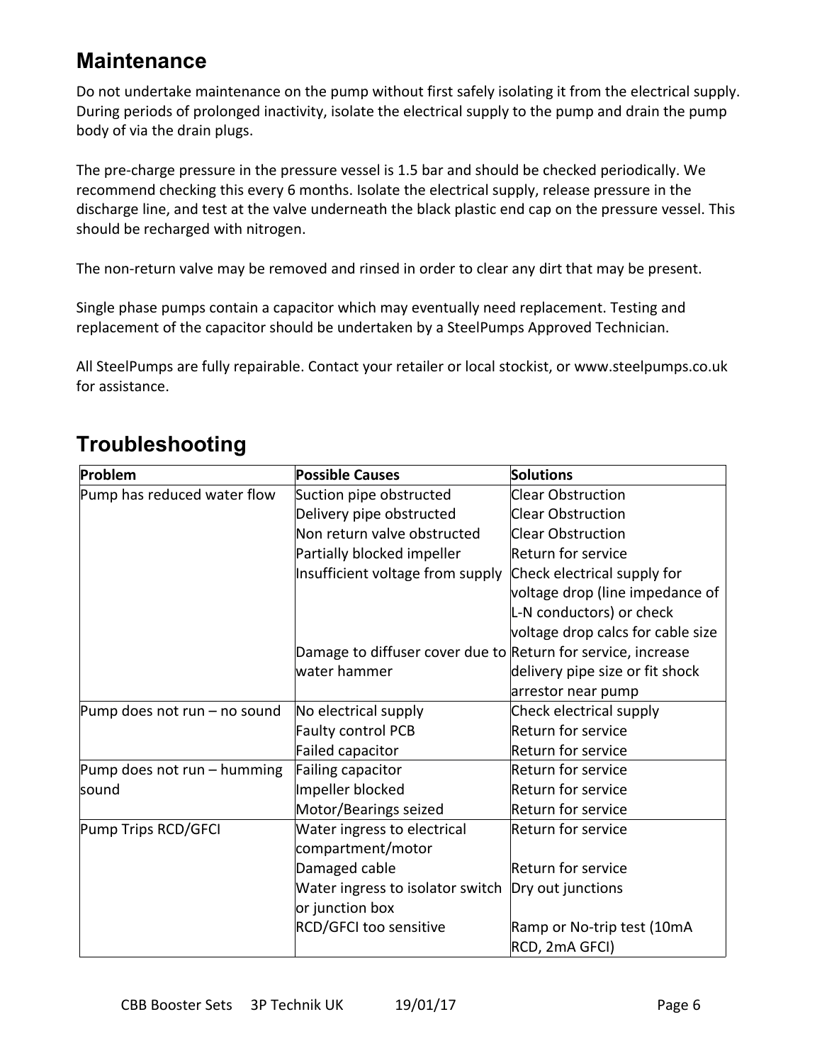## Maintenance

Do not undertake maintenance on the pump without first safely isolating it from the electrical supply. During periods of prolonged inactivity, isolate the electrical supply to the pump and drain the pump body of via the drain plugs.

The pre-charge pressure in the pressure vessel is 1.5 bar and should be checked periodically. We recommend checking this every 6 months. Isolate the electrical supply, release pressure in the discharge line, and test at the valve underneath the black plastic end cap on the pressure vessel. This should be recharged with nitrogen.

The non-return valve may be removed and rinsed in order to clear any dirt that may be present.

Single phase pumps contain a capacitor which may eventually need replacement. Testing and replacement of the capacitor should be undertaken by a SteelPumps Approved Technician.

All SteelPumps are fully repairable. Contact your retailer or local stockist, or www.steelpumps.co.uk for assistance.

## Troubleshooting

| Problem | Possible Causes | Solutions |
|---|---|---|
| Pump has reduced water flow | Suction pipe obstructed | Clear Obstruction |
| | Delivery pipe obstructed | Clear Obstruction |
| | Non return valve obstructed | Clear Obstruction |
| | Partially blocked impeller | Return for service |
| | Insufficient voltage from supply | Check electrical supply for voltage drop (line impedance of L-N conductors) or check voltage drop calcs for cable size |
| | Damage to diffuser cover due to water hammer | Return for service, increase delivery pipe size or fit shock arrestor near pump |
| Pump does not run – no sound | No electrical supply | Check electrical supply |
| | Faulty control PCB | Return for service |
| | Failed capacitor | Return for service |
| Pump does not run – humming sound | Failing capacitor | Return for service |
| | Impeller blocked | Return for service |
| | Motor/Bearings seized | Return for service |
| Pump Trips RCD/GFCI | Water ingress to electrical compartment/motor | Return for service |
| | Damaged cable | Return for service |
| | Water ingress to isolator switch or junction box | Dry out junctions |
| | RCD/GFCI too sensitive | Ramp or No-trip test (10mA RCD, 2mA GFCI) |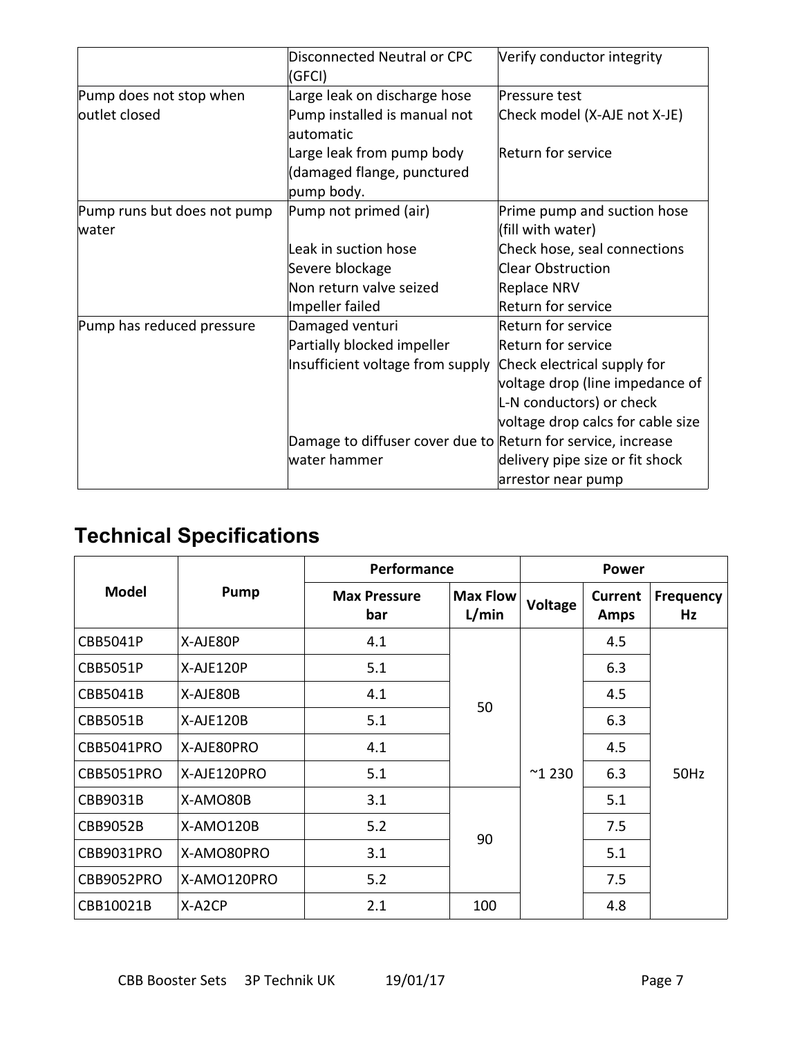| | | |
|---|---|---|
| | Disconnected Neutral or CPC (GFCI) | Verify conductor integrity |
| Pump does not stop when outlet closed | Large leak on discharge hose<br>Pump installed is manual not automatic<br>Large leak from pump body (damaged flange, punctured pump body. | Pressure test<br>Check model (X-AJE not X-JE)<br>Return for service |
| Pump runs but does not pump water | Pump not primed (air)<br>Leak in suction hose<br>Severe blockage<br>Non return valve seized<br>Impeller failed | Prime pump and suction hose (fill with water)<br>Check hose, seal connections<br>Clear Obstruction<br>Replace NRV<br>Return for service |
| Pump has reduced pressure | Damaged venturi<br>Partially blocked impeller<br>Insufficient voltage from supply<br>Damage to diffuser cover due to water hammer | Return for service<br>Return for service<br>Check electrical supply for voltage drop (line impedance of L-N conductors) or check voltage drop calcs for cable size<br>Return for service, increase delivery pipe size or fit shock arrestor near pump |

## Technical Specifications

| Model | Pump | Performance | | Power | | |
|---|---|---|---|---|---|---|
| | | Max Pressure bar | Max Flow L/min | Voltage | Current Amps | Frequency Hz |
| CBB5041P | X-AJE80P | 4.1 | 50 | ~1 230 | 4.5 | 50Hz |
| CBB5051P | X-AJE120P | 5.1 | 50 | ~1 230 | 6.3 | 50Hz |
| CBB5041B | X-AJE80B | 4.1 | 50 | ~1 230 | 4.5 | 50Hz |
| CBB5051B | X-AJE120B | 5.1 | 50 | ~1 230 | 6.3 | 50Hz |
| CBB5041PRO | X-AJE80PRO | 4.1 | 50 | ~1 230 | 4.5 | 50Hz |
| CBB5051PRO | X-AJE120PRO | 5.1 | 50 | ~1 230 | 6.3 | 50Hz |
| CBB9031B | X-AMO80B | 3.1 | 90 | ~1 230 | 5.1 | 50Hz |
| CBB9052B | X-AMO120B | 5.2 | 90 | ~1 230 | 7.5 | 50Hz |
| CBB9031PRO | X-AMO80PRO | 3.1 | 90 | ~1 230 | 5.1 | 50Hz |
| CBB9052PRO | X-AMO120PRO | 5.2 | 90 | ~1 230 | 7.5 | 50Hz |
| CBB10021B | X-A2CP | 2.1 | 100 | ~1 230 | 4.8 | 50Hz |